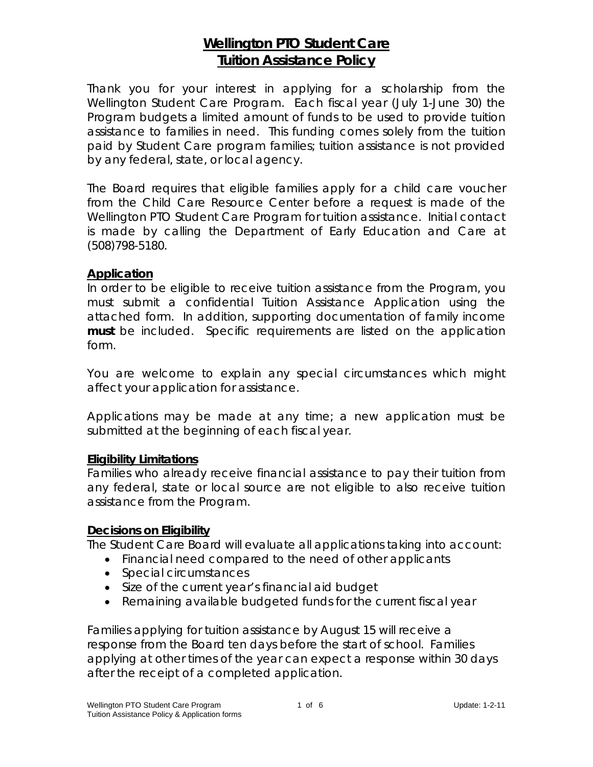# Wellington PTO Student Care
# Tuition Assistance Policy

Thank you for your interest in applying for a scholarship from the Wellington Student Care Program. Each fiscal year (July 1-June 30) the Program budgets a limited amount of funds to be used to provide tuition assistance to families in need. This funding comes solely from the tuition paid by Student Care program families; tuition assistance is not provided by any federal, state, or local agency.

The Board requires that eligible families apply for a child care voucher from the Child Care Resource Center before a request is made of the Wellington PTO Student Care Program for tuition assistance. Initial contact is made by calling the Department of Early Education and Care at (508)798-5180.

## Application

In order to be eligible to receive tuition assistance from the Program, you must submit a confidential Tuition Assistance Application using the attached form. In addition, supporting documentation of family income **must** be included. Specific requirements are listed on the application form.

You are welcome to explain any special circumstances which might affect your application for assistance.

Applications may be made at any time; a new application must be submitted at the beginning of each fiscal year.

## Eligibility Limitations

Families who already receive financial assistance to pay their tuition from any federal, state or local source are not eligible to also receive tuition assistance from the Program.

## Decisions on Eligibility

The Student Care Board will evaluate all applications taking into account:

- Financial need compared to the need of other applicants
- Special circumstances
- Size of the current year's financial aid budget
- Remaining available budgeted funds for the current fiscal year

Families applying for tuition assistance by August 15 will receive a response from the Board ten days before the start of school. Families applying at other times of the year can expect a response within 30 days after the receipt of a completed application.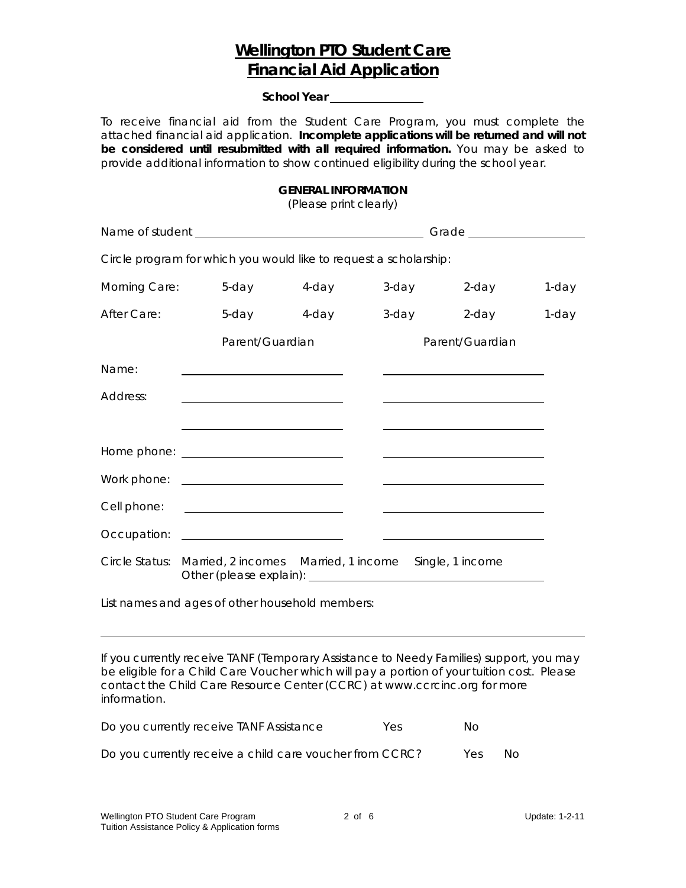# Wellington PTO Student Care Financial Aid Application

**School Year** ______________

To receive financial aid from the Student Care Program, you must complete the attached financial aid application. **Incomplete applications will be returned and will not be considered until resubmitted with all required information.** You may be asked to provide additional information to show continued eligibility during the school year.

## GENERAL INFORMATION

(Please print clearly)

Name of student ______________________________ Grade ______________

Circle program for which you would like to request a scholarship:

| | | | | | |
|---|---|---|---|---|---|
| Morning Care: | 5-day | 4-day | 3-day | 2-day | 1-day |
| After Care: | 5-day | 4-day | 3-day | 2-day | 1-day |

| | Parent/Guardian | Parent/Guardian |
|---|---|---|
| Name: | | |
| Address: | | |
| | | |
| Home phone: | | |
| Work phone: | | |
| Cell phone: | | |
| Occupation: | | |

Circle Status: Married, 2 incomes   Married, 1 income   Single, 1 income
Other (please explain): ______________________________

List names and ages of other household members:

______________________________________________________________

If you currently receive TANF (Temporary Assistance to Needy Families) support, you may be eligible for a Child Care Voucher which will pay a portion of your tuition cost. Please contact the Child Care Resource Center (CCRC) at www.ccrcinc.org for more information.

Do you currently receive TANF Assistance   Yes   No

Do you currently receive a child care voucher from CCRC?   Yes   No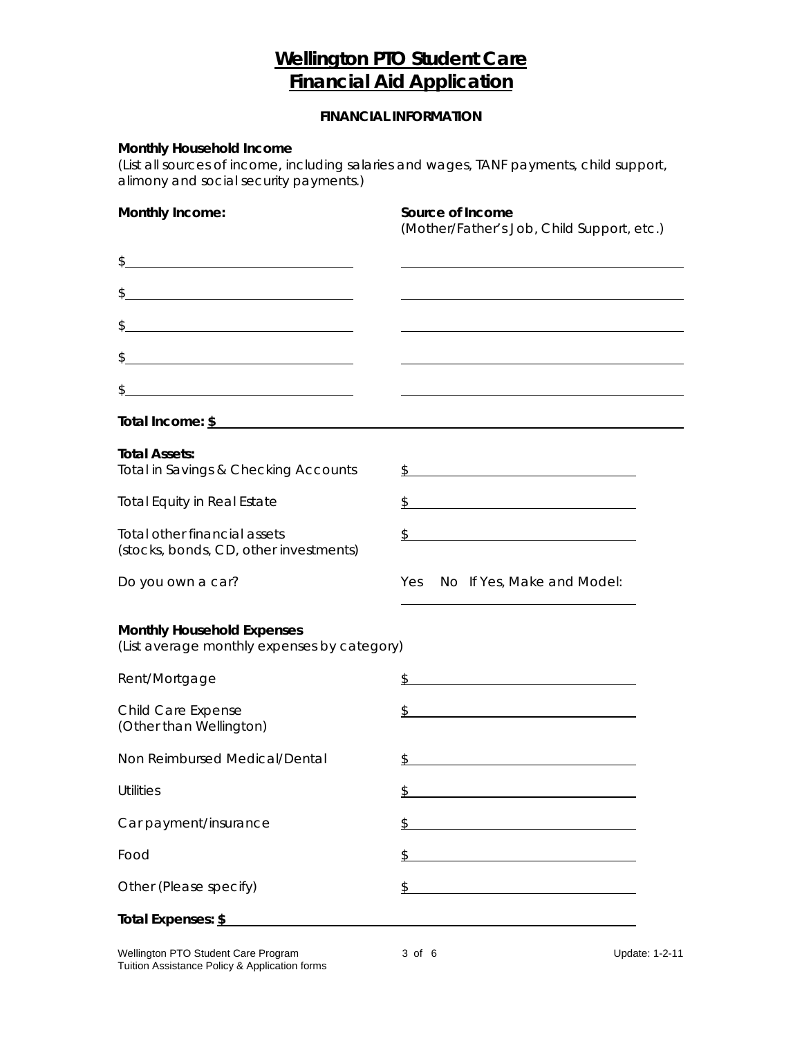# Wellington PTO Student Care
# Financial Aid Application

**FINANCIAL INFORMATION**

**Monthly Household Income**
*(List all sources of income, including salaries and wages, TANF payments, child support, alimony and social security payments.)*

| **Monthly Income:** | **Source of Income** (Mother/Father's Job, Child Support, etc.) |
| --- | --- |
| $\_\_\_\_\_\_\_\_\_\_\_\_\_\_\_\_ | \_\_\_\_\_\_\_\_\_\_\_\_\_\_\_\_\_\_\_\_ |
| $\_\_\_\_\_\_\_\_\_\_\_\_\_\_\_\_ | \_\_\_\_\_\_\_\_\_\_\_\_\_\_\_\_\_\_\_\_ |
| $\_\_\_\_\_\_\_\_\_\_\_\_\_\_\_\_ | \_\_\_\_\_\_\_\_\_\_\_\_\_\_\_\_\_\_\_\_ |
| $\_\_\_\_\_\_\_\_\_\_\_\_\_\_\_\_ | \_\_\_\_\_\_\_\_\_\_\_\_\_\_\_\_\_\_\_\_ |
| $\_\_\_\_\_\_\_\_\_\_\_\_\_\_\_\_ | \_\_\_\_\_\_\_\_\_\_\_\_\_\_\_\_\_\_\_\_ |

**Total Income: $**\_\_\_\_\_\_\_\_\_\_\_\_\_\_\_\_\_\_\_\_\_\_\_\_\_\_\_\_\_\_

**Total Assets:**

| | |
| --- | --- |
| Total in Savings & Checking Accounts | $\_\_\_\_\_\_\_\_\_\_\_\_\_\_\_\_ |
| Total Equity in Real Estate | $\_\_\_\_\_\_\_\_\_\_\_\_\_\_\_\_ |
| Total other financial assets (stocks, bonds, CD, other investments) | $\_\_\_\_\_\_\_\_\_\_\_\_\_\_\_\_ |
| Do you own a car? | Yes No If Yes, Make and Model: \_\_\_\_\_\_\_\_\_\_\_\_\_\_\_\_ |

**Monthly Household Expenses**
(List average monthly expenses by category)

| | |
| --- | --- |
| Rent/Mortgage | $\_\_\_\_\_\_\_\_\_\_\_\_\_\_\_\_ |
| Child Care Expense (Other than Wellington) | $\_\_\_\_\_\_\_\_\_\_\_\_\_\_\_\_ |
| Non Reimbursed Medical/Dental | $\_\_\_\_\_\_\_\_\_\_\_\_\_\_\_\_ |
| Utilities | $\_\_\_\_\_\_\_\_\_\_\_\_\_\_\_\_ |
| Car payment/insurance | $\_\_\_\_\_\_\_\_\_\_\_\_\_\_\_\_ |
| Food | $\_\_\_\_\_\_\_\_\_\_\_\_\_\_\_\_ |
| Other (Please specify) | $\_\_\_\_\_\_\_\_\_\_\_\_\_\_\_\_ |

**Total Expenses: $**\_\_\_\_\_\_\_\_\_\_\_\_\_\_\_\_\_\_\_\_\_\_\_\_\_\_\_\_\_\_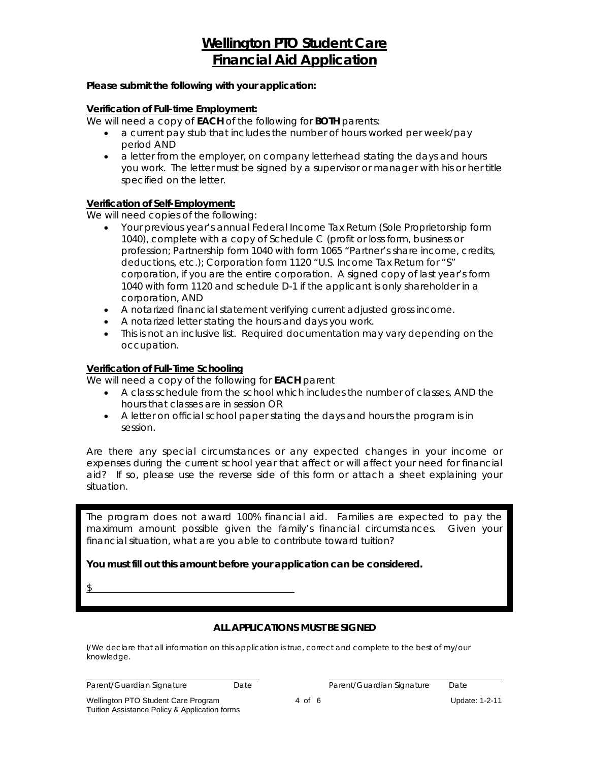# Wellington PTO Student Care
# Financial Aid Application

**Please submit the following with your application:**

**Verification of Full-time Employment:**

We will need a copy of **EACH** of the following for **BOTH** parents:

- a current pay stub that includes the number of hours worked per week/pay period AND
- a letter from the employer, on company letterhead stating the days and hours you work. The letter must be signed by a supervisor or manager with his or her title specified on the letter.

**Verification of Self-Employment:**

We will need copies of the following:

- Your previous year's annual Federal Income Tax Return (Sole Proprietorship form 1040), complete with a copy of Schedule C (profit or loss form, business or profession; Partnership form 1040 with form 1065 "Partner's share income, credits, deductions, etc.); Corporation form 1120 "U.S. Income Tax Return for "S" corporation, if you are the entire corporation. A signed copy of last year's form 1040 with form 1120 and schedule D-1 if the applicant is only shareholder in a corporation, AND
- A notarized financial statement verifying current adjusted gross income.
- A notarized letter stating the hours and days you work.
- This is not an inclusive list. Required documentation may vary depending on the occupation.

**Verification of Full-Time Schooling**

We will need a copy of the following for **EACH** parent

- A class schedule from the school which includes the number of classes, AND the hours that classes are in session OR
- A letter on official school paper stating the days and hours the program is in session.

Are there any special circumstances or any expected changes in your income or expenses during the current school year that affect or will affect your need for financial aid? If so, please use the reverse side of this form or attach a sheet explaining your situation.

The program does not award 100% financial aid. Families are expected to pay the maximum amount possible given the family's financial circumstances. Given your financial situation, what are you able to contribute toward tuition?

**You must fill out this amount before your application can be considered.**

$ ______________________________

**ALL APPLICATIONS MUST BE SIGNED**

I/We declare that all information on this application is true, correct and complete to the best of my/our knowledge.

______________________________ ______________________________

Parent/Guardian Signature Date Parent/Guardian Signature Date

Wellington PTO Student Care Program
Tuition Assistance Policy & Application forms

Update: 1-2-11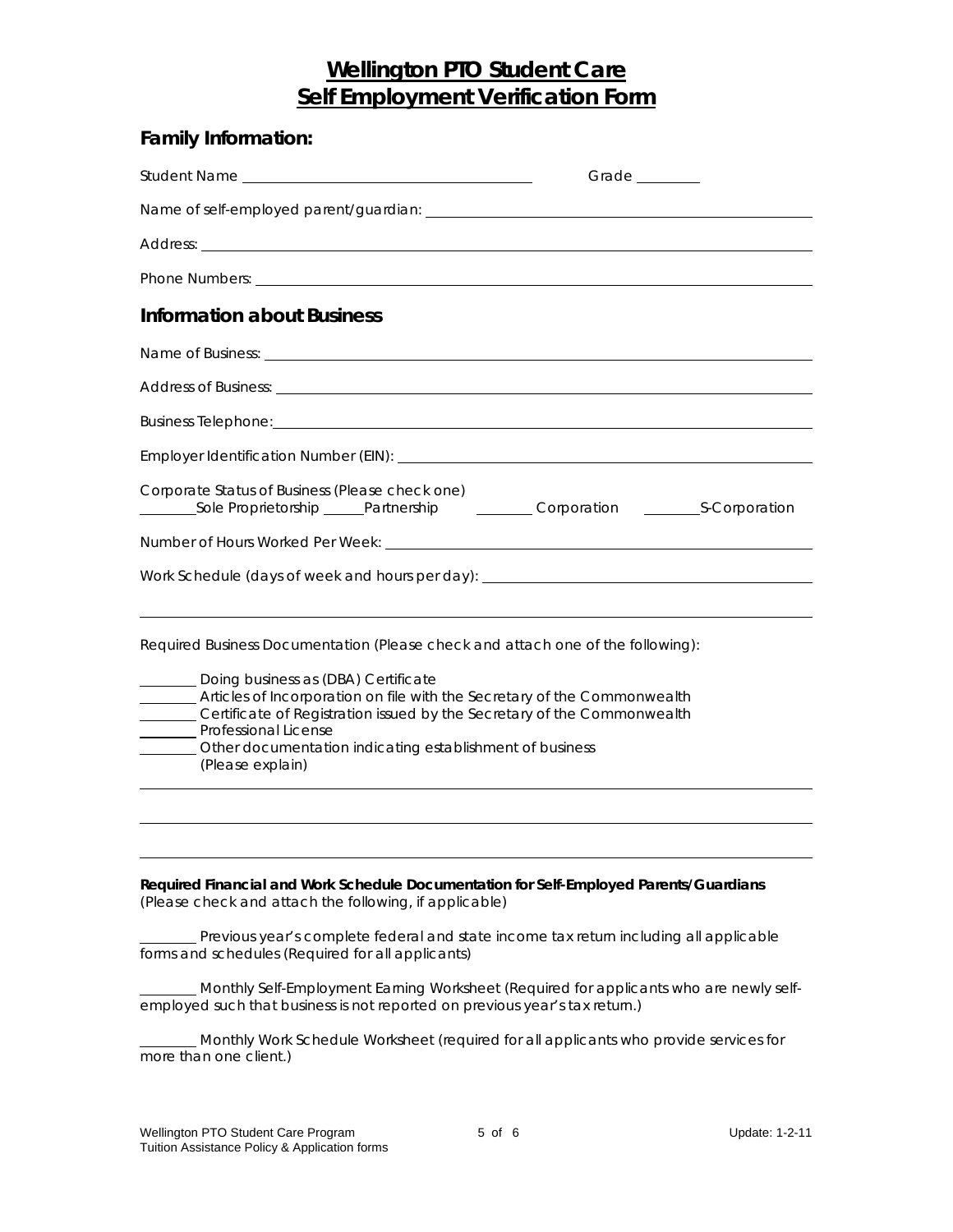# Wellington PTO Student Care
# Self Employment Verification Form

## Family Information:

Student Name ______________________________ Grade ________

Name of self-employed parent/guardian: ______________________________

Address: ______________________________

Phone Numbers: ______________________________

## Information about Business

Name of Business: ______________________________

Address of Business: ______________________________

Business Telephone: ______________________________

Employer Identification Number (EIN): ______________________________

Corporate Status of Business (Please check one)
________Sole Proprietorship ______Partnership ________ Corporation ________S-Corporation

Number of Hours Worked Per Week: ______________________________

Work Schedule (days of week and hours per day): ______________________________

______________________________

Required Business Documentation (Please check and attach one of the following):

________ Doing business as (DBA) Certificate
________ Articles of Incorporation on file with the Secretary of the Commonwealth
________ Certificate of Registration issued by the Secretary of the Commonwealth
________ Professional License
________ Other documentation indicating establishment of business
(Please explain)

______________________________

______________________________

______________________________

**Required Financial and Work Schedule Documentation for Self-Employed Parents/Guardians**
(Please check and attach the following, if applicable)

________ Previous year's complete federal and state income tax return including all applicable forms and schedules (Required for all applicants)

________ Monthly Self-Employment Earning Worksheet (Required for applicants who are newly self-employed such that business is not reported on previous year's tax return.)

________ Monthly Work Schedule Worksheet (required for all applicants who provide services for more than one client.)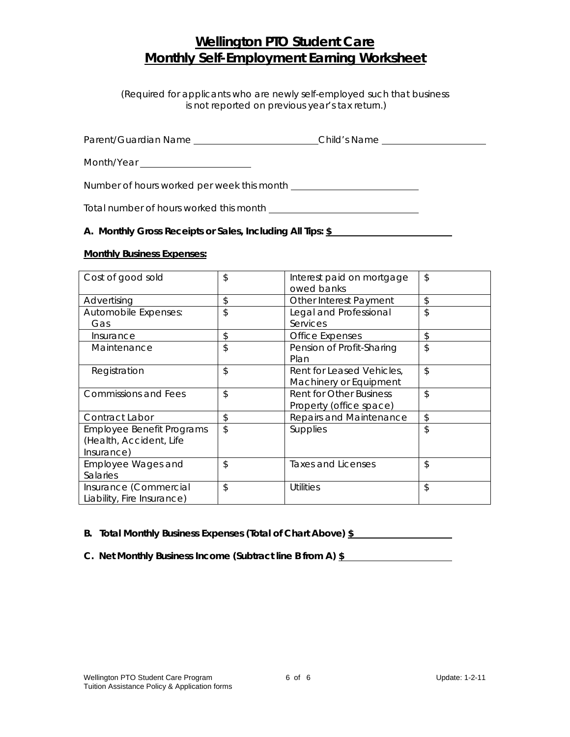# Wellington PTO Student Care
# Monthly Self-Employment Earning Worksheet

(Required for applicants who are newly self-employed such that business is not reported on previous year's tax return.)

Parent/Guardian Name ______________________ Child's Name ____________________

Month/Year ____________________

Number of hours worked per week this month ______________________

Total number of hours worked this month __________________________

**A. Monthly Gross Receipts or Sales, Including All Tips: $ ______________________**

**Monthly Business Expenses:**

| | | | |
|---|---|---|---|
| Cost of good sold | $ | Interest paid on mortgage owed banks | $ |
| Advertising | $ | Other Interest Payment | $ |
| Automobile Expenses: Gas | $ | Legal and Professional Services | $ |
| Insurance | $ | Office Expenses | $ |
| Maintenance | $ | Pension of Profit-Sharing Plan | $ |
| Registration | $ | Rent for Leased Vehicles, Machinery or Equipment | $ |
| Commissions and Fees | $ | Rent for Other Business Property (office space) | $ |
| Contract Labor | $ | Repairs and Maintenance | $ |
| Employee Benefit Programs (Health, Accident, Life Insurance) | $ | Supplies | $ |
| Employee Wages and Salaries | $ | Taxes and Licenses | $ |
| Insurance (Commercial Liability, Fire Insurance) | $ | Utilities | $ |

**B. Total Monthly Business Expenses (Total of Chart Above) $ ____________________**

**C. Net Monthly Business Income (Subtract line B from A) $ ____________________**